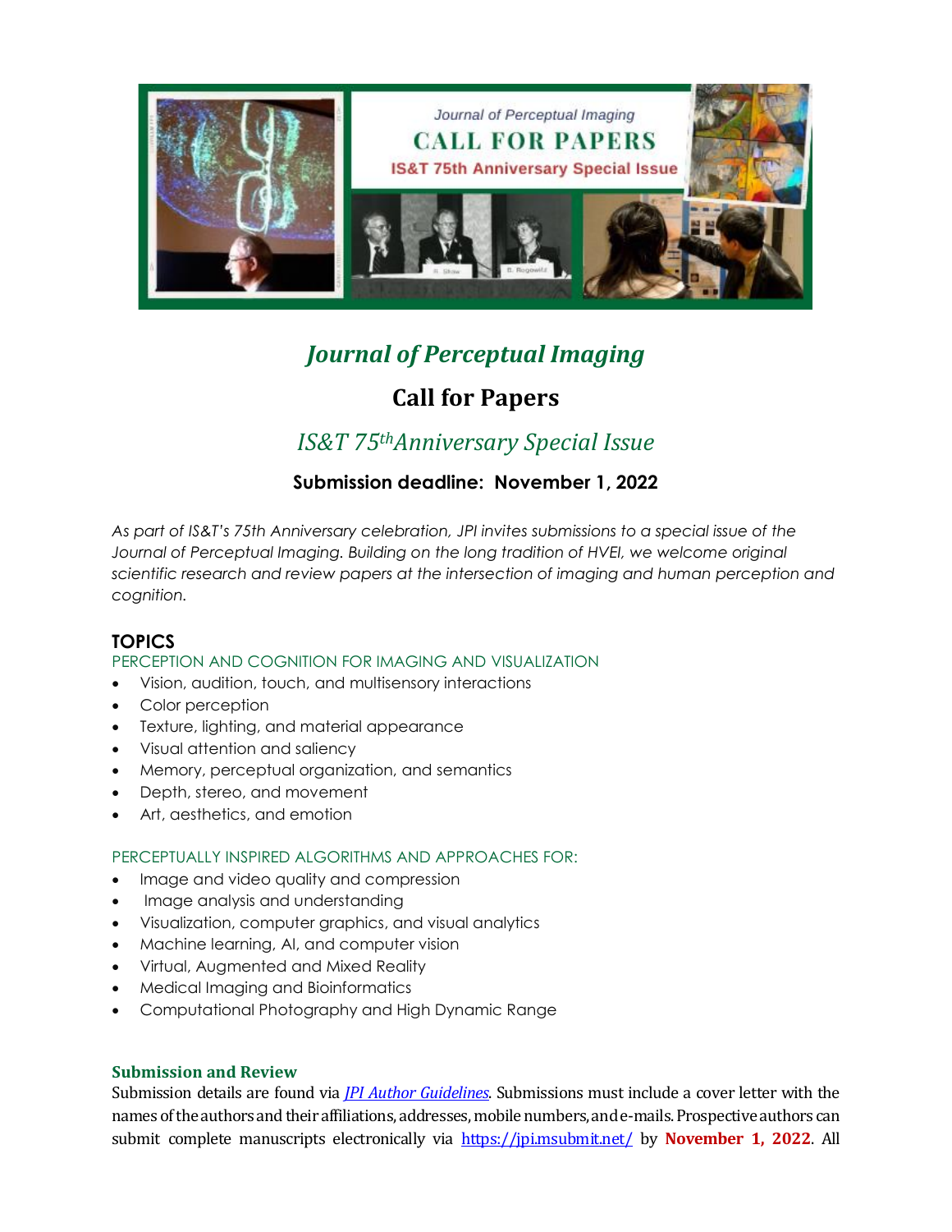# *Journal of Perceptual Imaging*

## Call for Papers

### *IS&T 75th Anniversary Special Issue*

**Submission deadline: November 1, 2022**

*As part of IS&T's 75th Anniversary celebration, JPI invites submissions to a special issue of the Journal of Perceptual Imaging. Building on the long tradition of HVEI, we welcome original scientific research and review papers at the intersection of imaging and human perception and cognition.*

## TOPICS

PERCEPTION AND COGNITION FOR IMAGING AND VISUALIZATION

- Vision, audition, touch, and multisensory interactions
- Color perception
- Texture, lighting, and material appearance
- Visual attention and saliency
- Memory, perceptual organization, and semantics
- Depth, stereo, and movement
- Art, aesthetics, and emotion

PERCEPTUALLY INSPIRED ALGORITHMS AND APPROACHES FOR:

- Image and video quality and compression
- Image analysis and understanding
- Visualization, computer graphics, and visual analytics
- Machine learning, AI, and computer vision
- Virtual, Augmented and Mixed Reality
- Medical Imaging and Bioinformatics
- Computational Photography and High Dynamic Range

**Submission and Review**

Submission details are found via *JPI Author Guidelines*. Submissions must include a cover letter with the names of the authors and their affiliations, addresses, mobile numbers, and e-mails. Prospective authors can submit complete manuscripts electronically via https://jpi.msubmit.net/ by **November 1, 2022**. All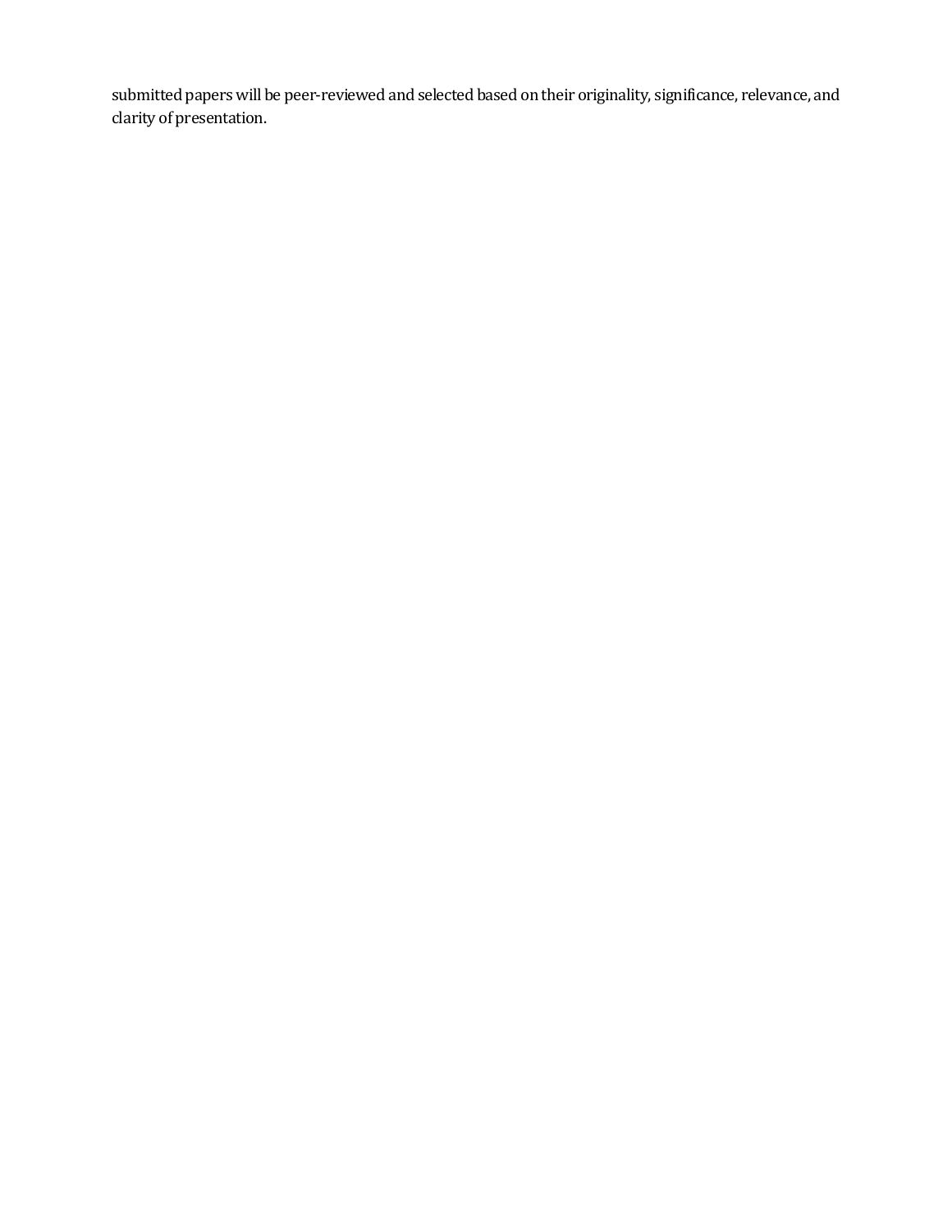submitted papers will be peer-reviewed and selected based on their originality, significance, relevance, and clarity of presentation.